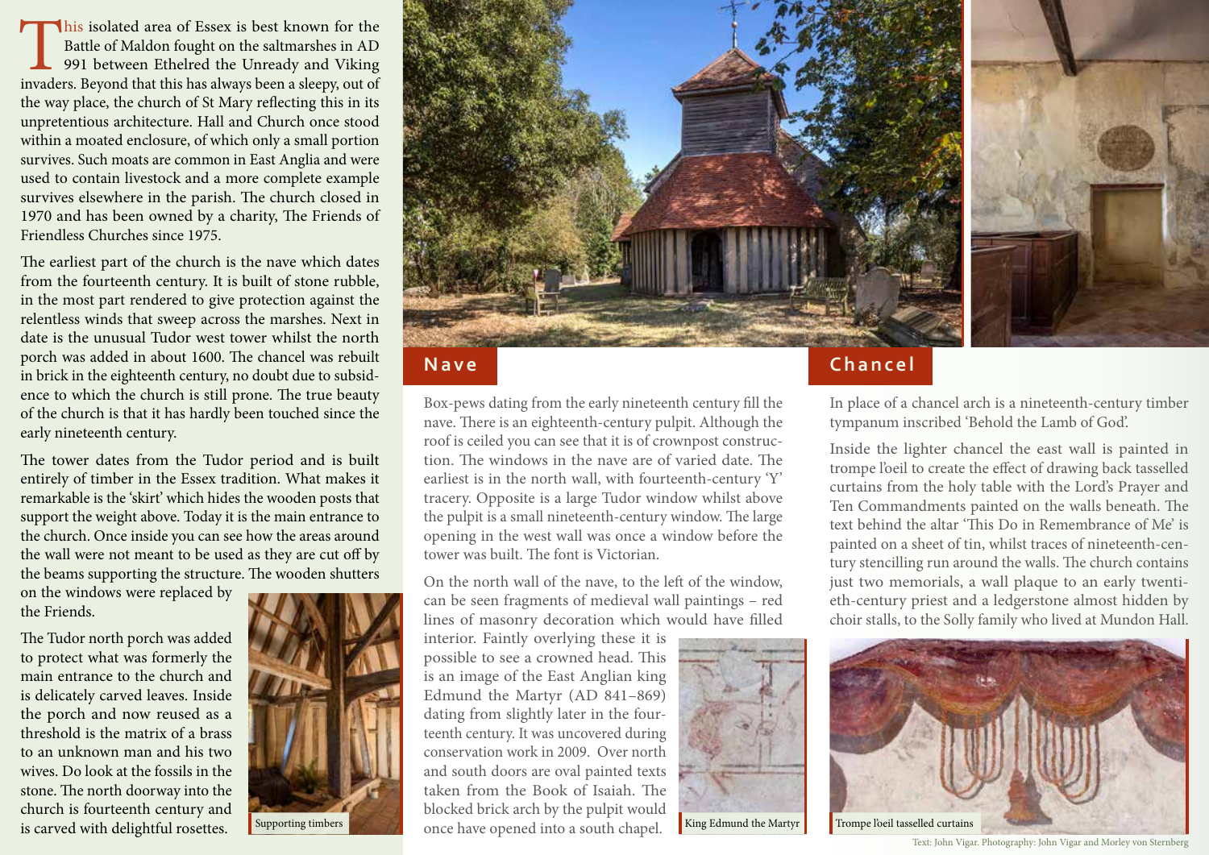This isolated area of Essex is best known for the Battle of Maldon fought on the saltmarshes in AD 991 between Ethelred the Unready and Viking invaders. Beyond that this has always been a sleepy, out of the way place, the church of St Mary reflecting this in its unpretentious architecture. Hall and Church once stood within a moated enclosure, of which only a small portion survives. Such moats are common in East Anglia and were used to contain livestock and a more complete example survives elsewhere in the parish. The church closed in 1970 and has been owned by a charity, The Friends of Friendless Churches since 1975.

The earliest part of the church is the nave which dates from the fourteenth century. It is built of stone rubble, in the most part rendered to give protection against the relentless winds that sweep across the marshes. Next in date is the unusual Tudor west tower whilst the north porch was added in about 1600. The chancel was rebuilt in brick in the eighteenth century, no doubt due to subsidence to which the church is still prone. The true beauty of the church is that it has hardly been touched since the early nineteenth century.

The tower dates from the Tudor period and is built entirely of timber in the Essex tradition. What makes it remarkable is the 'skirt' which hides the wooden posts that support the weight above. Today it is the main entrance to the church. Once inside you can see how the areas around the wall were not meant to be used as they are cut off by the beams supporting the structure. The wooden shutters on the windows were replaced by the Friends.

The Tudor north porch was added to protect what was formerly the main entrance to the church and is delicately carved leaves. Inside the porch and now reused as a threshold is the matrix of a brass to an unknown man and his two wives. Do look at the fossils in the stone. The north doorway into the church is fourteenth century and is carved with delightful rosettes.

Supporting timbers

## Nave

Box-pews dating from the early nineteenth century fill the nave. There is an eighteenth-century pulpit. Although the roof is ceiled you can see that it is of crownpost construction. The windows in the nave are of varied date. The earliest is in the north wall, with fourteenth-century 'Y' tracery. Opposite is a large Tudor window whilst above the pulpit is a small nineteenth-century window. The large opening in the west wall was once a window before the tower was built. The font is Victorian.

On the north wall of the nave, to the left of the window, can be seen fragments of medieval wall paintings – red lines of masonry decoration which would have filled interior. Faintly overlying these it is possible to see a crowned head. This is an image of the East Anglian king Edmund the Martyr (AD 841–869) dating from slightly later in the fourteenth century. It was uncovered during conservation work in 2009. Over north and south doors are oval painted texts taken from the Book of Isaiah. The blocked brick arch by the pulpit would once have opened into a south chapel.

King Edmund the Martyr

## Chancel

In place of a chancel arch is a nineteenth-century timber tympanum inscribed 'Behold the Lamb of God'.

Inside the lighter chancel the east wall is painted in trompe l'oeil to create the effect of drawing back tasselled curtains from the holy table with the Lord's Prayer and Ten Commandments painted on the walls beneath. The text behind the altar 'This Do in Remembrance of Me' is painted on a sheet of tin, whilst traces of nineteenth-century stencilling run around the walls. The church contains just two memorials, a wall plaque to an early twentieth-century priest and a ledgerstone almost hidden by choir stalls, to the Solly family who lived at Mundon Hall.

Trompe l'oeil tasselled curtains

Text: John Vigar. Photography: John Vigar and Morley von Sternberg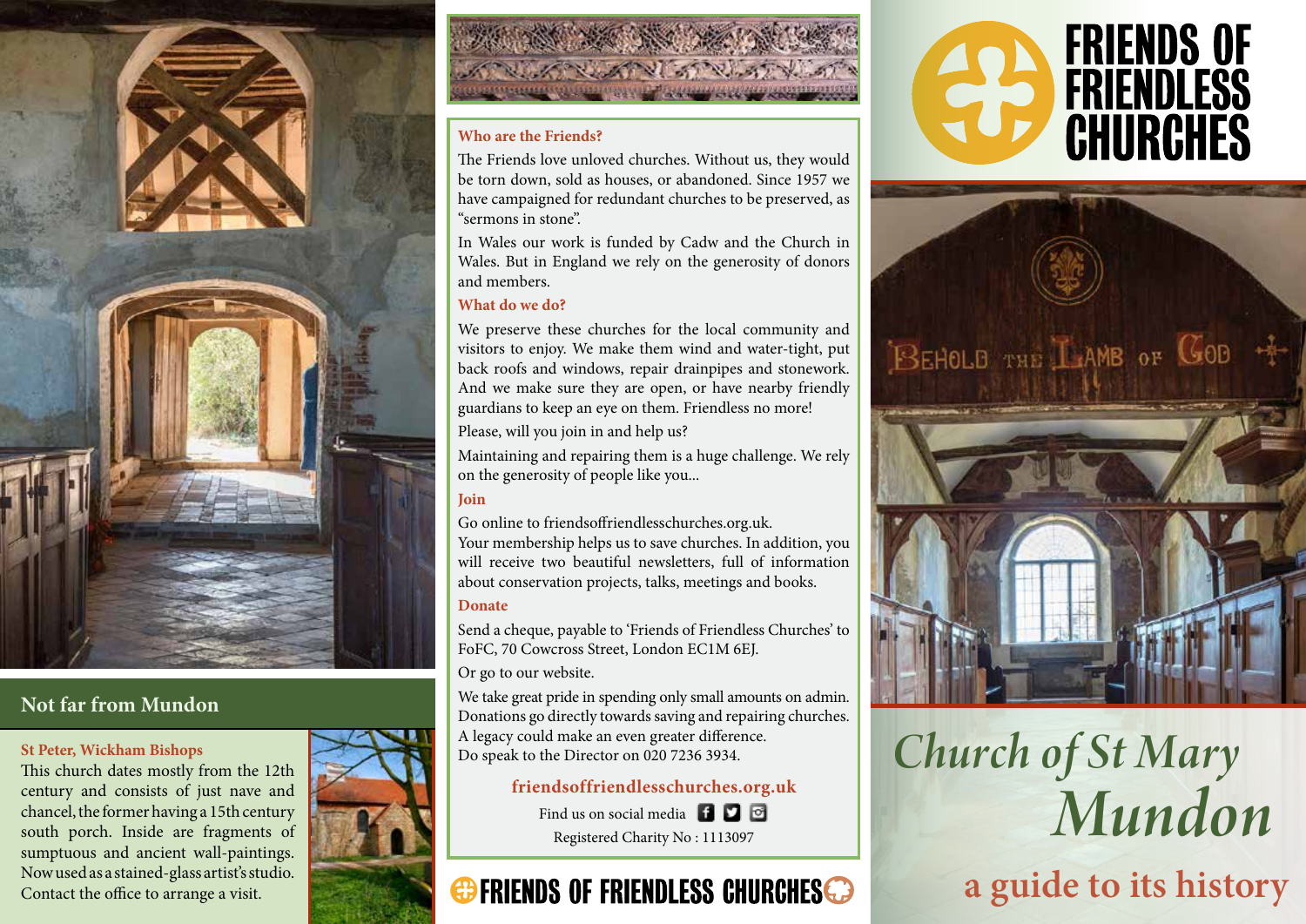## Not far from Mundon

**St Peter, Wickham Bishops**

This church dates mostly from the 12th century and consists of just nave and chancel, the former having a 15th century south porch. Inside are fragments of sumptuous and ancient wall-paintings. Now used as a stained-glass artist's studio. Contact the office to arrange a visit.

**Who are the Friends?**

The Friends love unloved churches. Without us, they would be torn down, sold as houses, or abandoned. Since 1957 we have campaigned for redundant churches to be preserved, as "sermons in stone".

In Wales our work is funded by Cadw and the Church in Wales. But in England we rely on the generosity of donors and members.

**What do we do?**

We preserve these churches for the local community and visitors to enjoy. We make them wind and water-tight, put back roofs and windows, repair drainpipes and stonework. And we make sure they are open, or have nearby friendly guardians to keep an eye on them. Friendless no more!

Please, will you join in and help us?

Maintaining and repairing them is a huge challenge. We rely on the generosity of people like you...

**Join**

Go online to friendsoffriendlesschurches.org.uk.
Your membership helps us to save churches. In addition, you will receive two beautiful newsletters, full of information about conservation projects, talks, meetings and books.

**Donate**

Send a cheque, payable to 'Friends of Friendless Churches' to FoFC, 70 Cowcross Street, London EC1M 6EJ.

Or go to our website.

We take great pride in spending only small amounts on admin. Donations go directly towards saving and repairing churches. A legacy could make an even greater difference.
Do speak to the Director on 020 7236 3934.

**friendsoffriendlesschurches.org.uk**

Find us on social media

Registered Charity No : 1113097

FRIENDS OF FRIENDLESS CHURCHES

# FRIENDS OF FRIENDLESS CHURCHES

BEHOLD THE LAMB OF GOD

# *Church of St Mary Mundon*

## a guide to its history